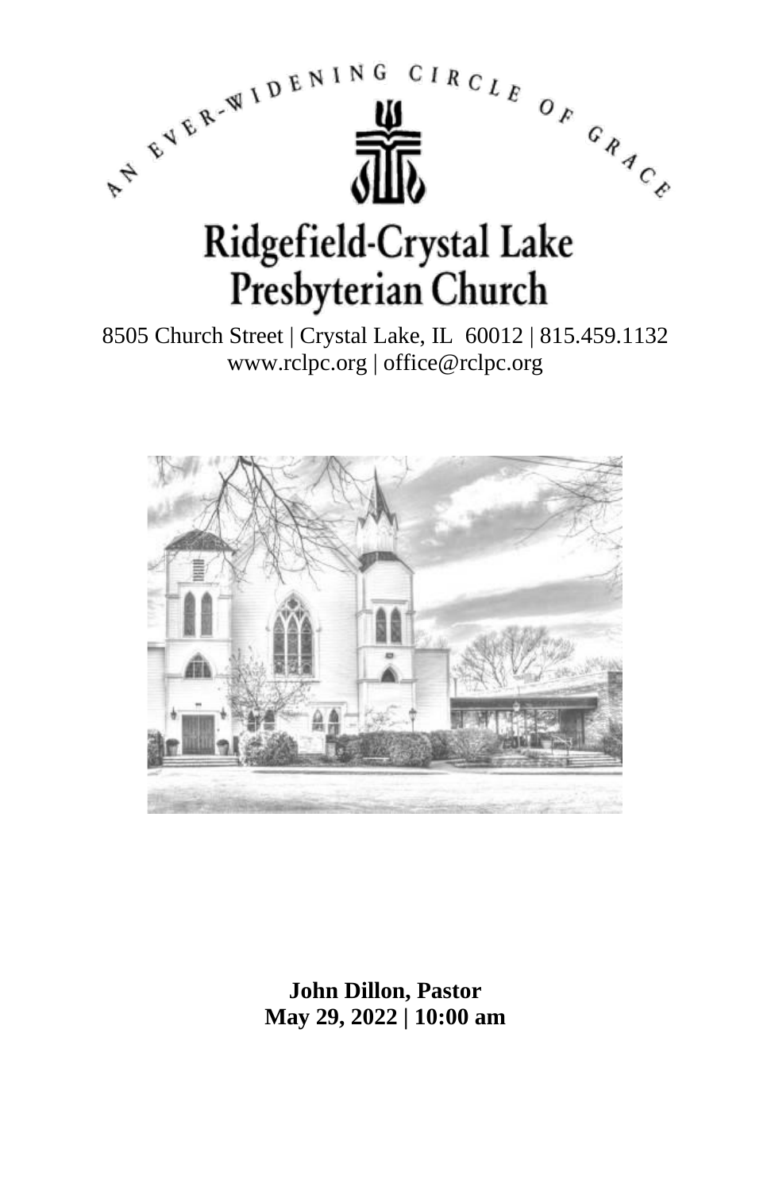AN EVER-WIDENING CIRCLE OF GRACE

# Ridgefield-Crystal Lake Presbyterian Church

8505 Church Street | Crystal Lake, IL 60012 | 815.459.1132
www.rclpc.org | office@rclpc.org

**John Dillon, Pastor**
**May 29, 2022 | 10:00 am**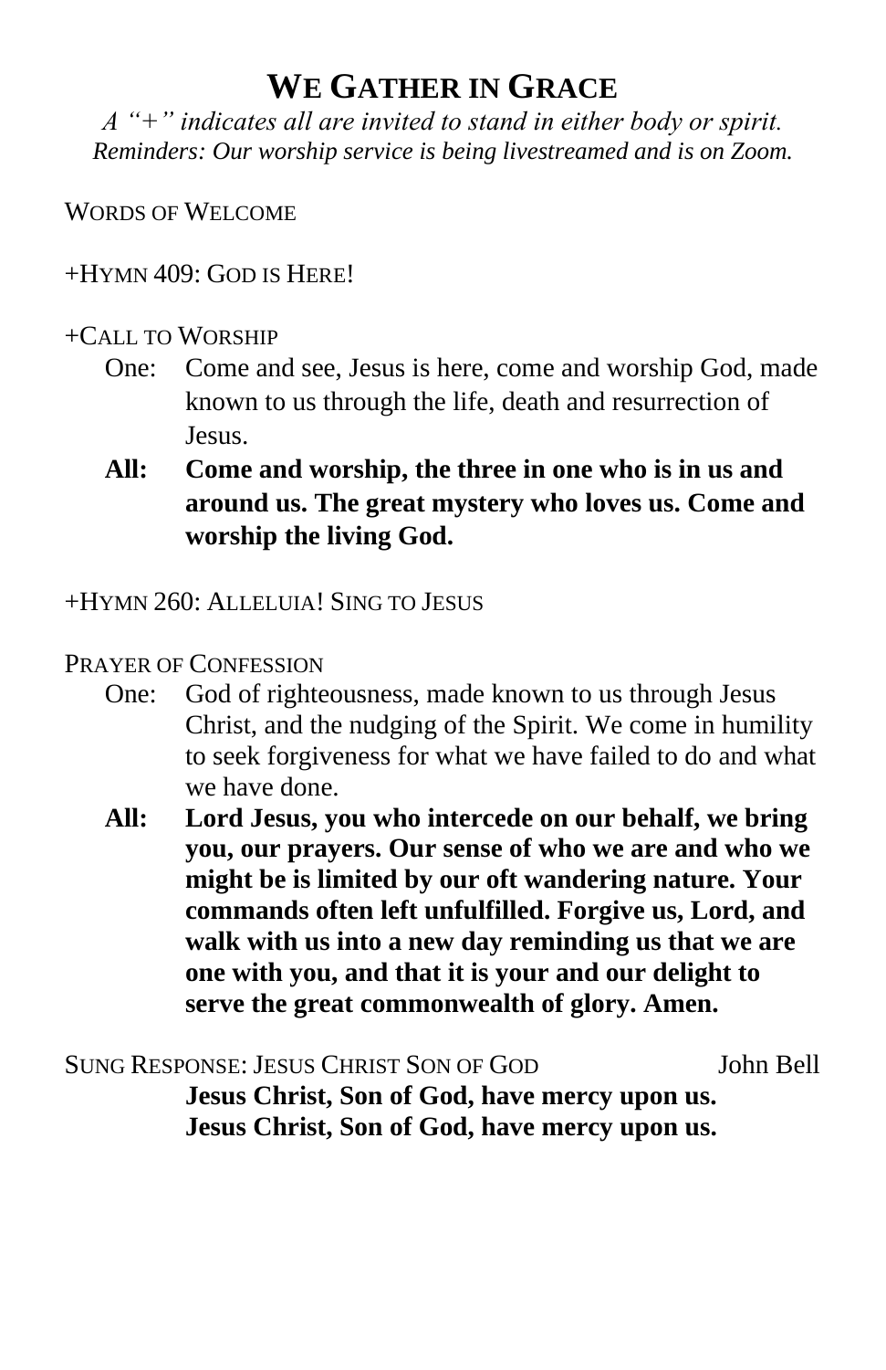# WE GATHER IN GRACE

*A "+" indicates all are invited to stand in either body or spirit.*
*Reminders: Our worship service is being livestreamed and is on Zoom.*

WORDS OF WELCOME

+HYMN 409: GOD IS HERE!

+CALL TO WORSHIP

One: Come and see, Jesus is here, come and worship God, made known to us through the life, death and resurrection of Jesus.

**All: Come and worship, the three in one who is in us and around us. The great mystery who loves us. Come and worship the living God.**

+HYMN 260: ALLELUIA! SING TO JESUS

PRAYER OF CONFESSION

One: God of righteousness, made known to us through Jesus Christ, and the nudging of the Spirit. We come in humility to seek forgiveness for what we have failed to do and what we have done.

**All: Lord Jesus, you who intercede on our behalf, we bring you, our prayers. Our sense of who we are and who we might be is limited by our oft wandering nature. Your commands often left unfulfilled. Forgive us, Lord, and walk with us into a new day reminding us that we are one with you, and that it is your and our delight to serve the great commonwealth of glory. Amen.**

SUNG RESPONSE: JESUS CHRIST SON OF GOD John Bell

**Jesus Christ, Son of God, have mercy upon us.**
**Jesus Christ, Son of God, have mercy upon us.**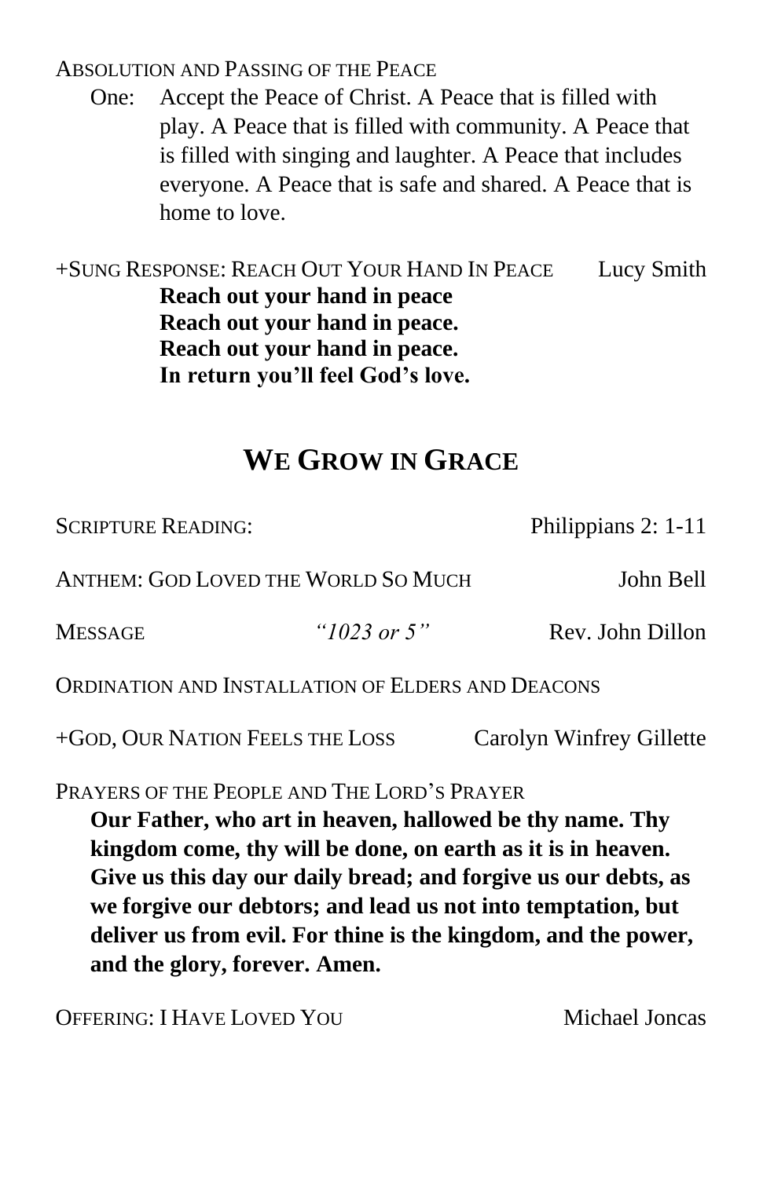ABSOLUTION AND PASSING OF THE PEACE

One: Accept the Peace of Christ. A Peace that is filled with play. A Peace that is filled with community. A Peace that is filled with singing and laughter. A Peace that includes everyone. A Peace that is safe and shared. A Peace that is home to love.

+SUNG RESPONSE: REACH OUT YOUR HAND IN PEACE — Lucy Smith

**Reach out your hand in peace**
**Reach out your hand in peace.**
**Reach out your hand in peace.**
**In return you'll feel God's love.**

## WE GROW IN GRACE

SCRIPTURE READING: — Philippians 2: 1-11

ANTHEM: GOD LOVED THE WORLD SO MUCH — John Bell

MESSAGE — *"1023 or 5"* — Rev. John Dillon

ORDINATION AND INSTALLATION OF ELDERS AND DEACONS

+GOD, OUR NATION FEELS THE LOSS — Carolyn Winfrey Gillette

PRAYERS OF THE PEOPLE AND THE LORD'S PRAYER

**Our Father, who art in heaven, hallowed be thy name. Thy kingdom come, thy will be done, on earth as it is in heaven. Give us this day our daily bread; and forgive us our debts, as we forgive our debtors; and lead us not into temptation, but deliver us from evil. For thine is the kingdom, and the power, and the glory, forever. Amen.**

OFFERING: I HAVE LOVED YOU — Michael Joncas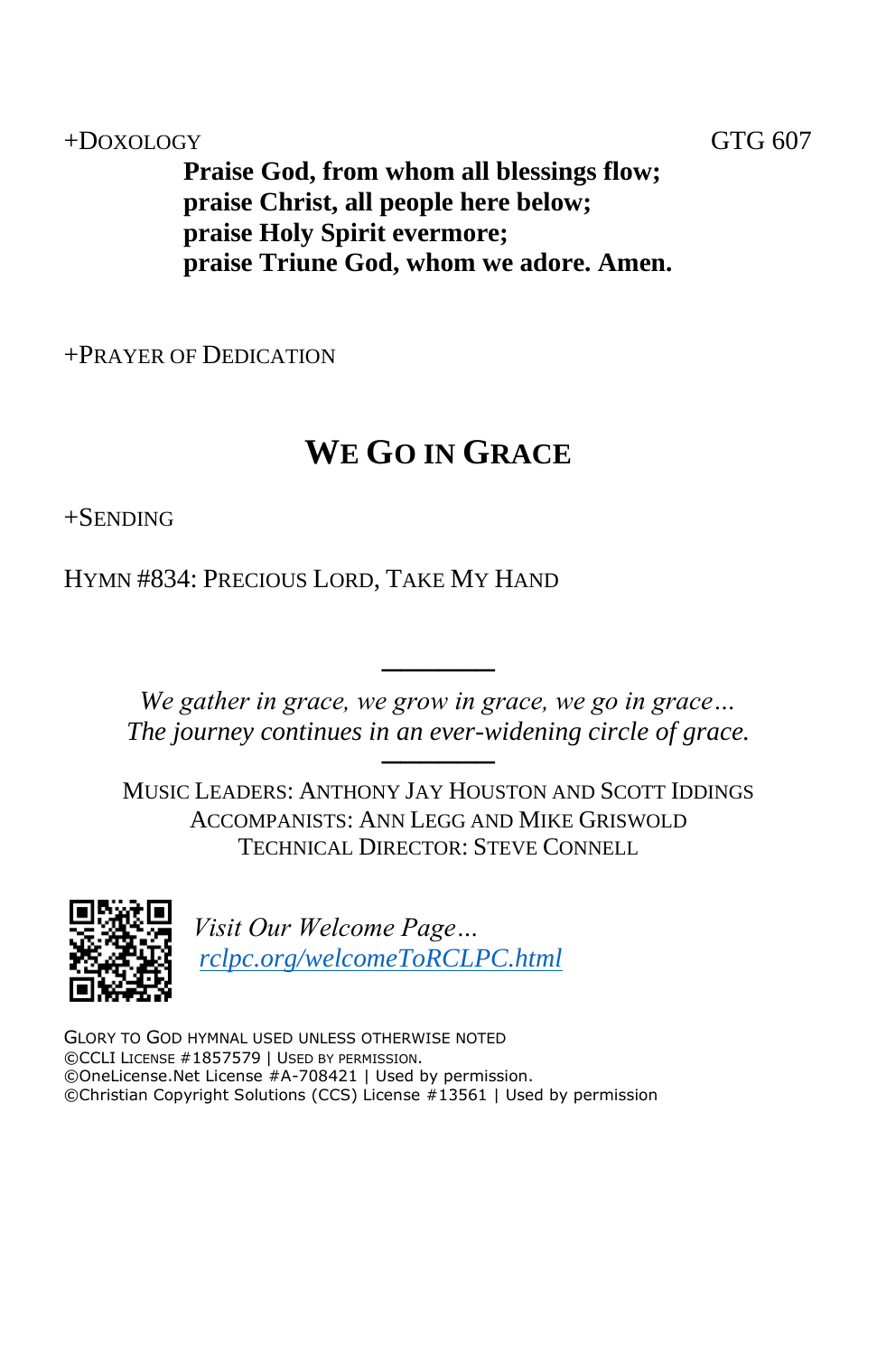+Doxology GTG 607

**Praise God, from whom all blessings flow;**
**praise Christ, all people here below;**
**praise Holy Spirit evermore;**
**praise Triune God, whom we adore. Amen.**

+Prayer of Dedication

## We Go in Grace

+Sending

Hymn #834: Precious Lord, Take My Hand

---

*We gather in grace, we grow in grace, we go in grace…*
*The journey continues in an ever-widening circle of grace.*

---

Music Leaders: Anthony Jay Houston and Scott Iddings
Accompanists: Ann Legg and Mike Griswold
Technical Director: Steve Connell

*Visit Our Welcome Page…*
*rclpc.org/welcomeToRCLPC.html*

Glory to God hymnal used unless otherwise noted
©CCLI License #1857579 | Used by permission.
©OneLicense.Net License #A-708421 | Used by permission.
©Christian Copyright Solutions (CCS) License #13561 | Used by permission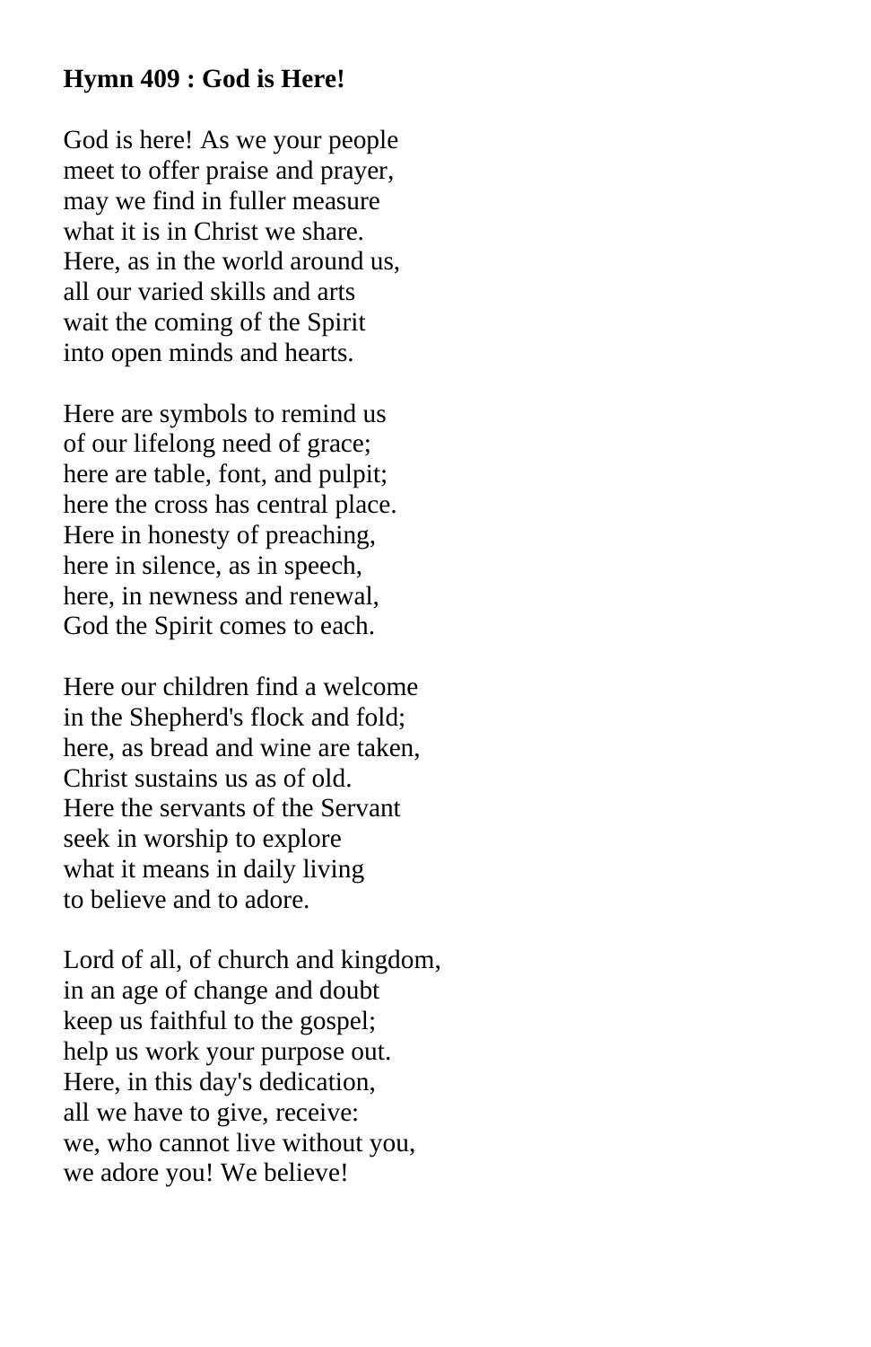**Hymn 409 : God is Here!**

God is here! As we your people  
meet to offer praise and prayer,  
may we find in fuller measure  
what it is in Christ we share.  
Here, as in the world around us,  
all our varied skills and arts  
wait the coming of the Spirit  
into open minds and hearts.

Here are symbols to remind us  
of our lifelong need of grace;  
here are table, font, and pulpit;  
here the cross has central place.  
Here in honesty of preaching,  
here in silence, as in speech,  
here, in newness and renewal,  
God the Spirit comes to each.

Here our children find a welcome  
in the Shepherd's flock and fold;  
here, as bread and wine are taken,  
Christ sustains us as of old.  
Here the servants of the Servant  
seek in worship to explore  
what it means in daily living  
to believe and to adore.

Lord of all, of church and kingdom,  
in an age of change and doubt  
keep us faithful to the gospel;  
help us work your purpose out.  
Here, in this day's dedication,  
all we have to give, receive:  
we, who cannot live without you,  
we adore you! We believe!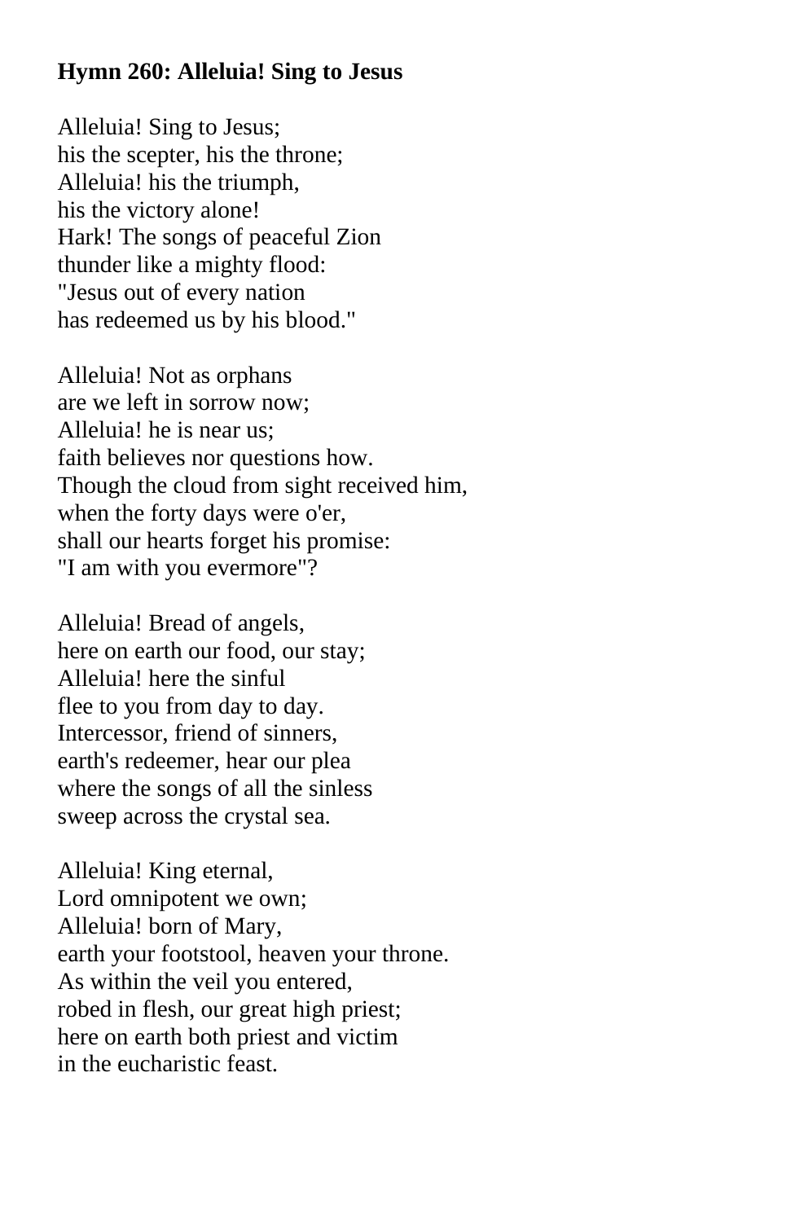**Hymn 260: Alleluia! Sing to Jesus**

Alleluia! Sing to Jesus;
his the scepter, his the throne;
Alleluia! his the triumph,
his the victory alone!
Hark! The songs of peaceful Zion
thunder like a mighty flood:
"Jesus out of every nation
has redeemed us by his blood."

Alleluia! Not as orphans
are we left in sorrow now;
Alleluia! he is near us;
faith believes nor questions how.
Though the cloud from sight received him,
when the forty days were o'er,
shall our hearts forget his promise:
"I am with you evermore"?

Alleluia! Bread of angels,
here on earth our food, our stay;
Alleluia! here the sinful
flee to you from day to day.
Intercessor, friend of sinners,
earth's redeemer, hear our plea
where the songs of all the sinless
sweep across the crystal sea.

Alleluia! King eternal,
Lord omnipotent we own;
Alleluia! born of Mary,
earth your footstool, heaven your throne.
As within the veil you entered,
robed in flesh, our great high priest;
here on earth both priest and victim
in the eucharistic feast.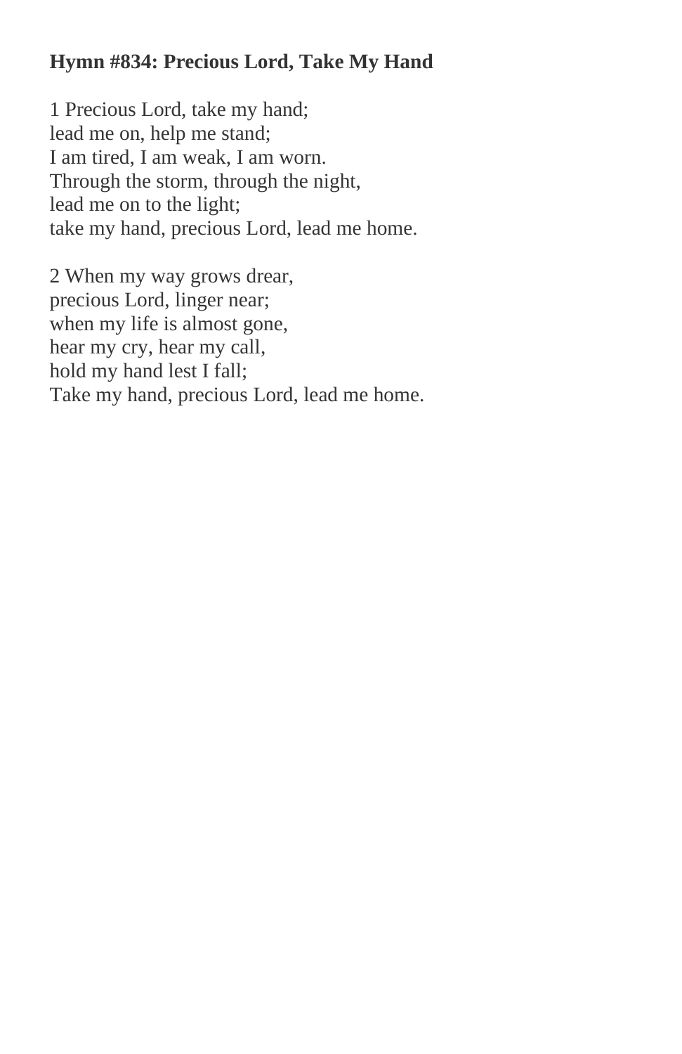**Hymn #834: Precious Lord, Take My Hand**

1 Precious Lord, take my hand;
lead me on, help me stand;
I am tired, I am weak, I am worn.
Through the storm, through the night,
lead me on to the light;
take my hand, precious Lord, lead me home.

2 When my way grows drear,
precious Lord, linger near;
when my life is almost gone,
hear my cry, hear my call,
hold my hand lest I fall;
Take my hand, precious Lord, lead me home.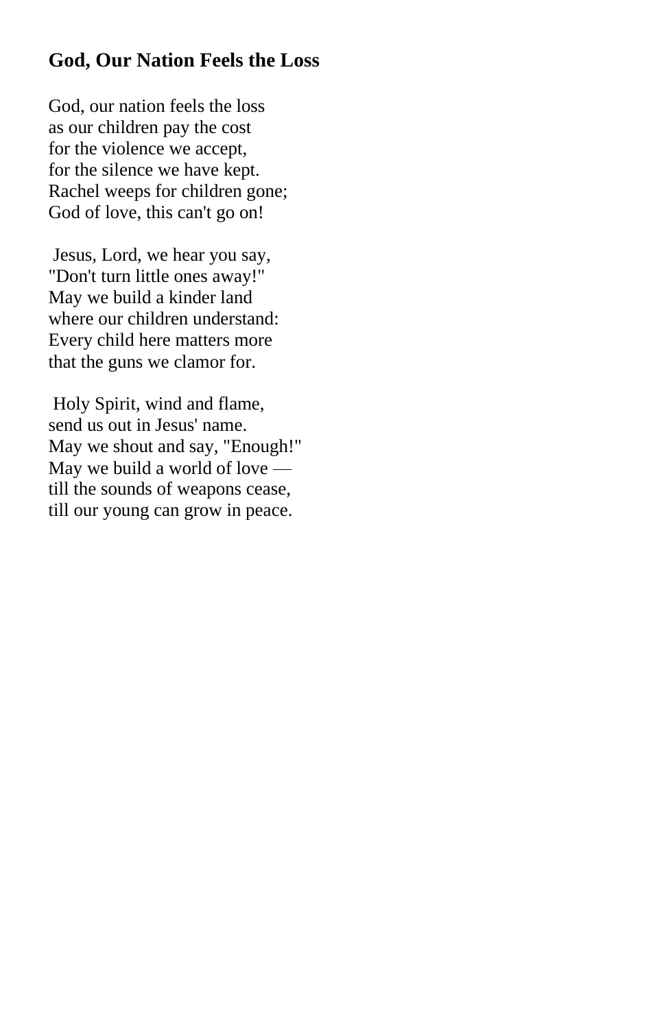## God, Our Nation Feels the Loss

God, our nation feels the loss  
as our children pay the cost  
for the violence we accept,  
for the silence we have kept.  
Rachel weeps for children gone;  
God of love, this can't go on!

Jesus, Lord, we hear you say,  
"Don't turn little ones away!"  
May we build a kinder land  
where our children understand:  
Every child here matters more  
that the guns we clamor for.

Holy Spirit, wind and flame,  
send us out in Jesus' name.  
May we shout and say, "Enough!"  
May we build a world of love —  
till the sounds of weapons cease,  
till our young can grow in peace.